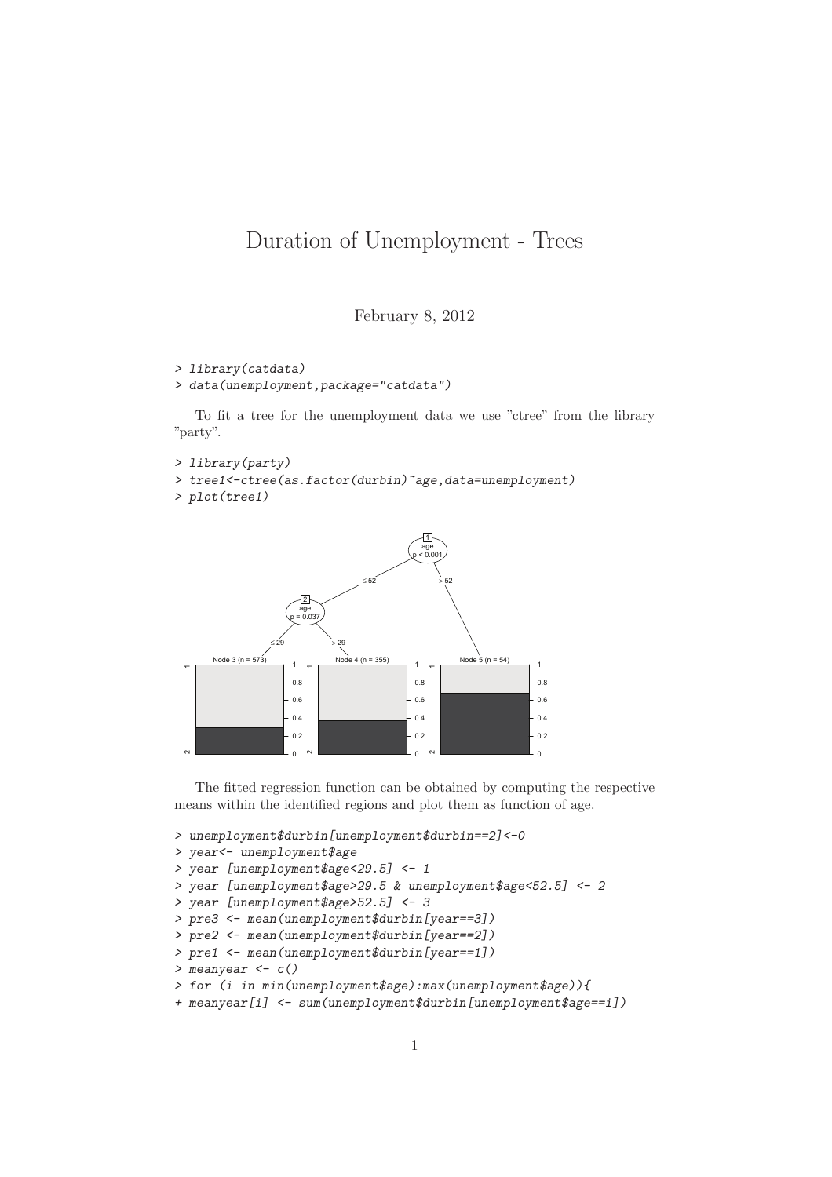# Duration of Unemployment - Trees

February 8, 2012

```
> library(catdata)
> data(unemployment,package="catdata")
```

To fit a tree for the unemployment data we use "ctree" from the library "party".

```
> library(party)
> tree1<-ctree(as.factor(durbin)~age,data=unemployment)
> plot(tree1)
```

The fitted regression function can be obtained by computing the respective means within the identified regions and plot them as function of age.

```
> unemployment$durbin[unemployment$durbin==2]<-0
> year<- unemployment$age
> year [unemployment$age<29.5] <- 1
> year [unemployment$age>29.5 & unemployment$age<52.5] <- 2
> year [unemployment$age>52.5] <- 3
> pre3 <- mean(unemployment$durbin[year==3])
> pre2 <- mean(unemployment$durbin[year==2])
> pre1 <- mean(unemployment$durbin[year==1])
> meanyear <- c()
> for (i in min(unemployment$age):max(unemployment$age)){
+ meanyear[i] <- sum(unemployment$durbin[unemployment$age==i])
```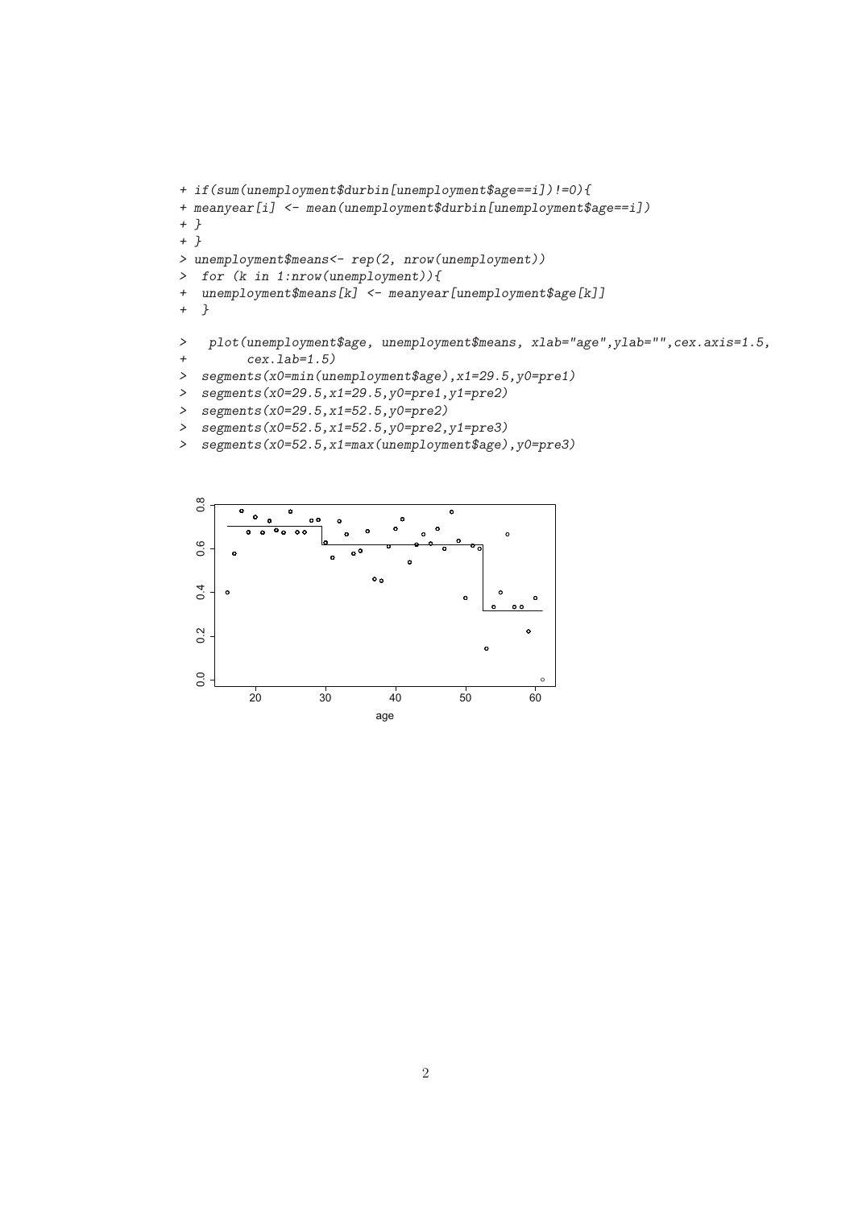```
+ if(sum(unemployment$durbin[unemployment$age==i])!=0){
+ meanyear[i] <- mean(unemployment$durbin[unemployment$age==i])
+ }
+ }
> unemployment$means<- rep(2, nrow(unemployment))
>  for (k in 1:nrow(unemployment)){
+  unemployment$means[k] <- meanyear[unemployment$age[k]]
+  }

>   plot(unemployment$age, unemployment$means, xlab="age",ylab="",cex.axis=1.5,
+        cex.lab=1.5)
>  segments(x0=min(unemployment$age),x1=29.5,y0=pre1)
>  segments(x0=29.5,x1=29.5,y0=pre1,y1=pre2)
>  segments(x0=29.5,x1=52.5,y0=pre2)
>  segments(x0=52.5,x1=52.5,y0=pre2,y1=pre3)
>  segments(x0=52.5,x1=max(unemployment$age),y0=pre3)
```

0.0
0.2
0.4
0.6
0.8

20
30
40
50
60

age